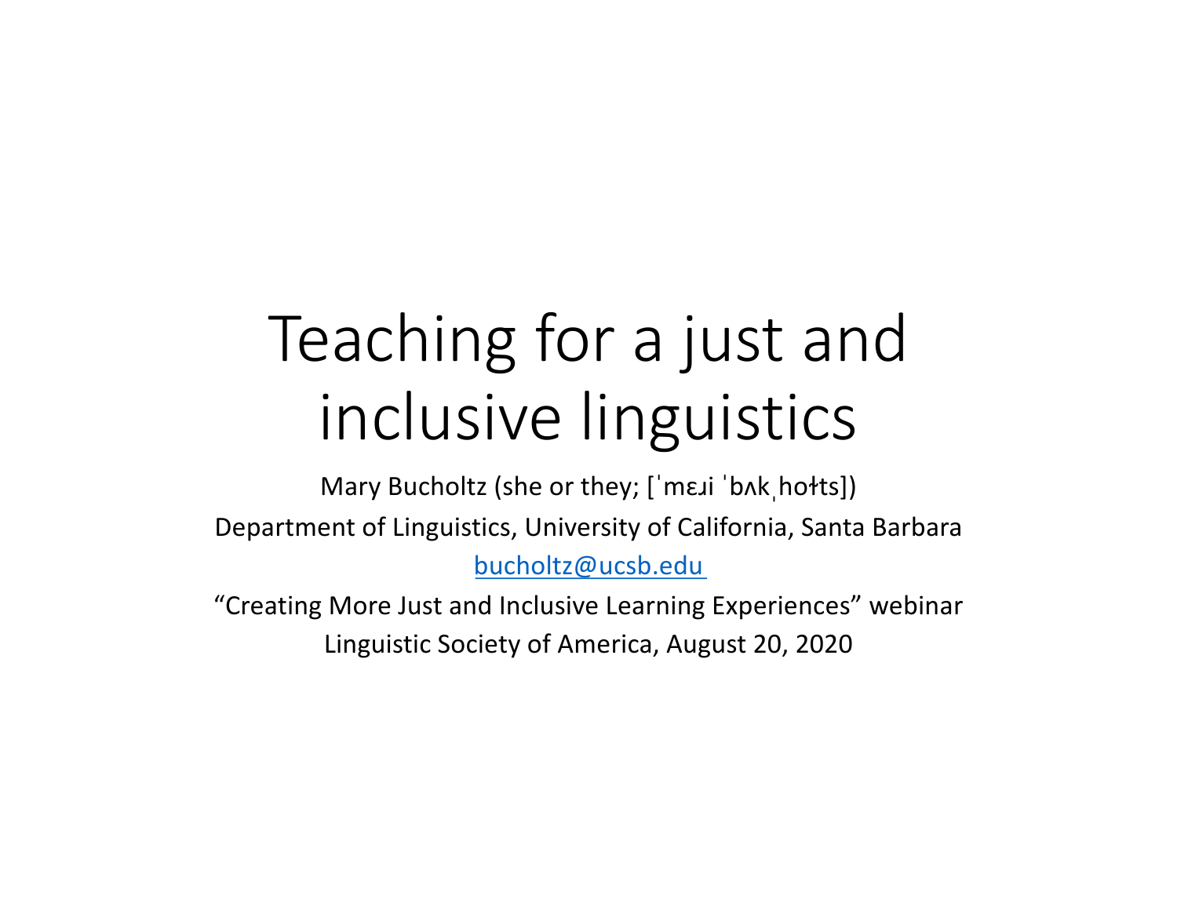# Teaching for a just and inclusive linguistics

Mary Bucholtz (she or they; [ˈmɛɹi ˈbʌkˌhoɫts])

Department of Linguistics, University of California, Santa Barbara

bucholtz@ucsb.edu

"Creating More Just and Inclusive Learning Experiences" webinar

Linguistic Society of America, August 20, 2020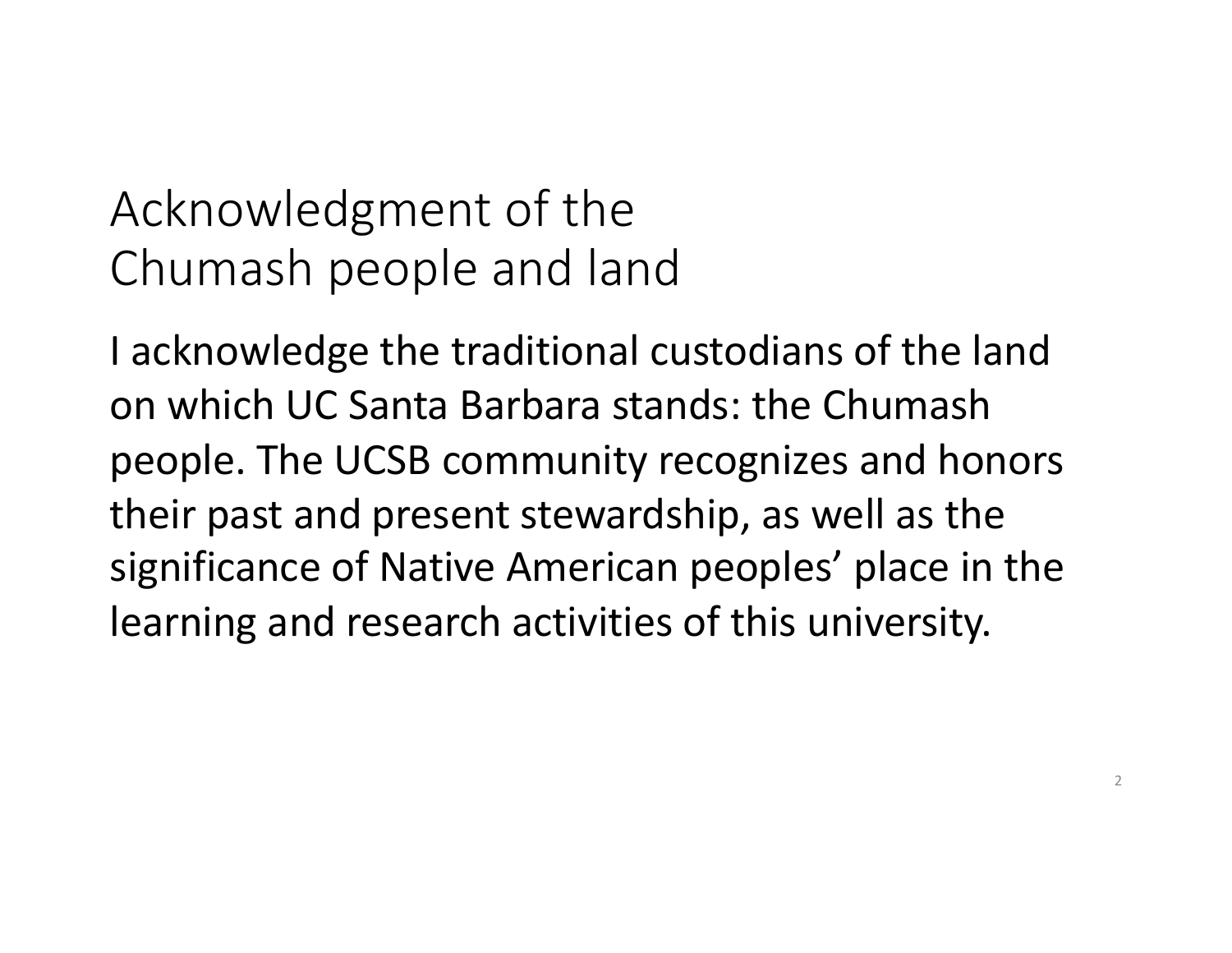# Acknowledgment of the Chumash people and land

I acknowledge the traditional custodians of the land on which UC Santa Barbara stands: the Chumash people. The UCSB community recognizes and honors their past and present stewardship, as well as the significance of Native American peoples' place in the learning and research activities of this university.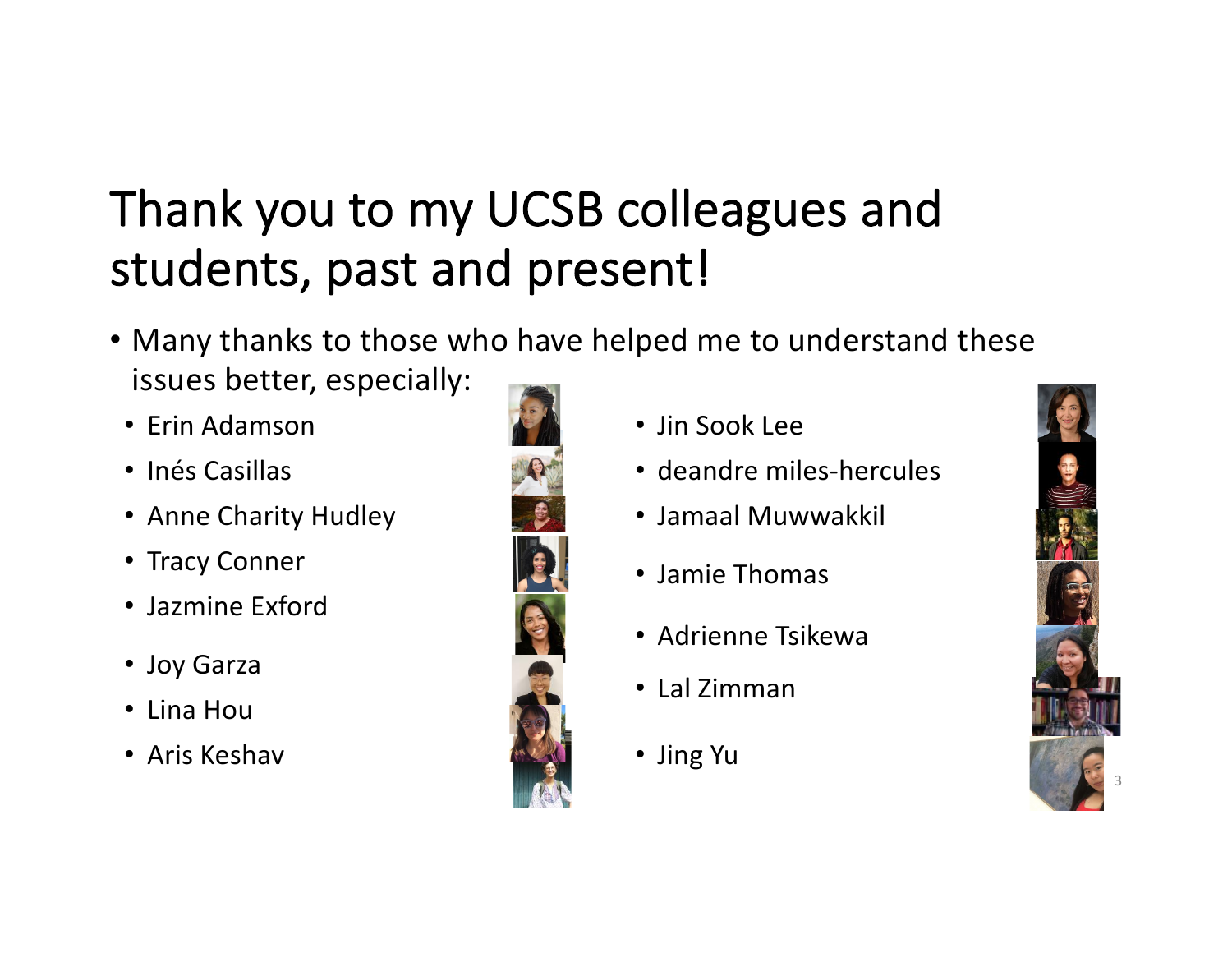# Thank you to my UCSB colleagues and students, past and present!

- Many thanks to those who have helped me to understand these issues better, especially:
  - Erin Adamson
  - Inés Casillas
  - Anne Charity Hudley
  - Tracy Conner
  - Jazmine Exford
  - Joy Garza
  - Lina Hou
  - Aris Keshav
  - Jin Sook Lee
  - deandre miles-hercules
  - Jamaal Muwwakkil
  - Jamie Thomas
  - Adrienne Tsikewa
  - Lal Zimman
  - Jing Yu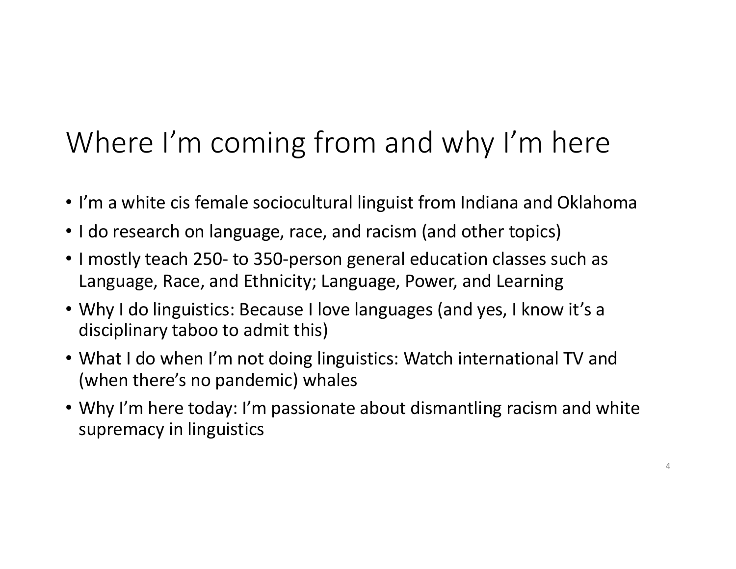# Where I'm coming from and why I'm here

- I'm a white cis female sociocultural linguist from Indiana and Oklahoma
- I do research on language, race, and racism (and other topics)
- I mostly teach 250- to 350-person general education classes such as Language, Race, and Ethnicity; Language, Power, and Learning
- Why I do linguistics: Because I love languages (and yes, I know it's a disciplinary taboo to admit this)
- What I do when I'm not doing linguistics: Watch international TV and (when there's no pandemic) whales
- Why I'm here today: I'm passionate about dismantling racism and white supremacy in linguistics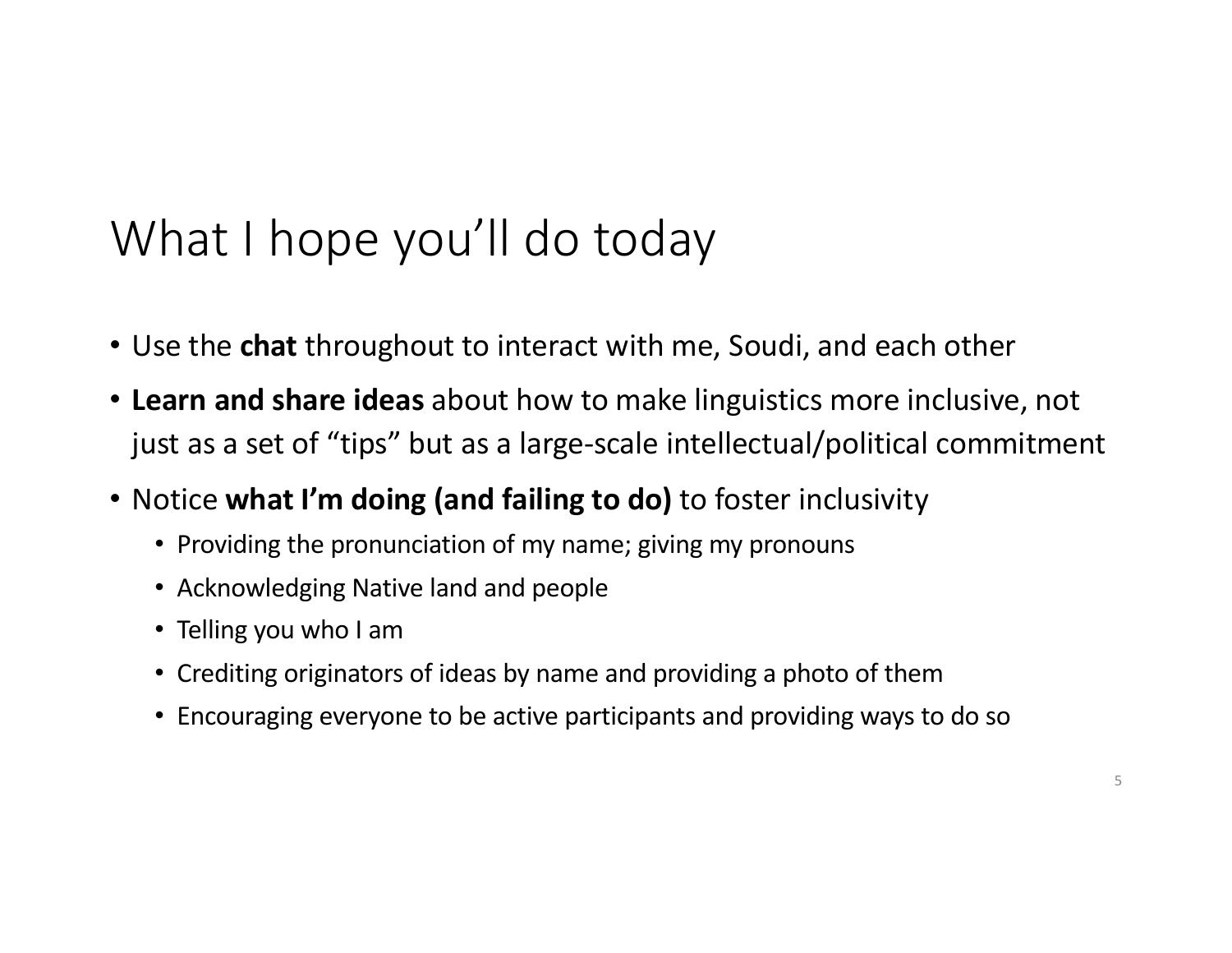# What I hope you'll do today

- Use the **chat** throughout to interact with me, Soudi, and each other
- **Learn and share ideas** about how to make linguistics more inclusive, not just as a set of "tips" but as a large-scale intellectual/political commitment
- Notice **what I'm doing (and failing to do)** to foster inclusivity
  - Providing the pronunciation of my name; giving my pronouns
  - Acknowledging Native land and people
  - Telling you who I am
  - Crediting originators of ideas by name and providing a photo of them
  - Encouraging everyone to be active participants and providing ways to do so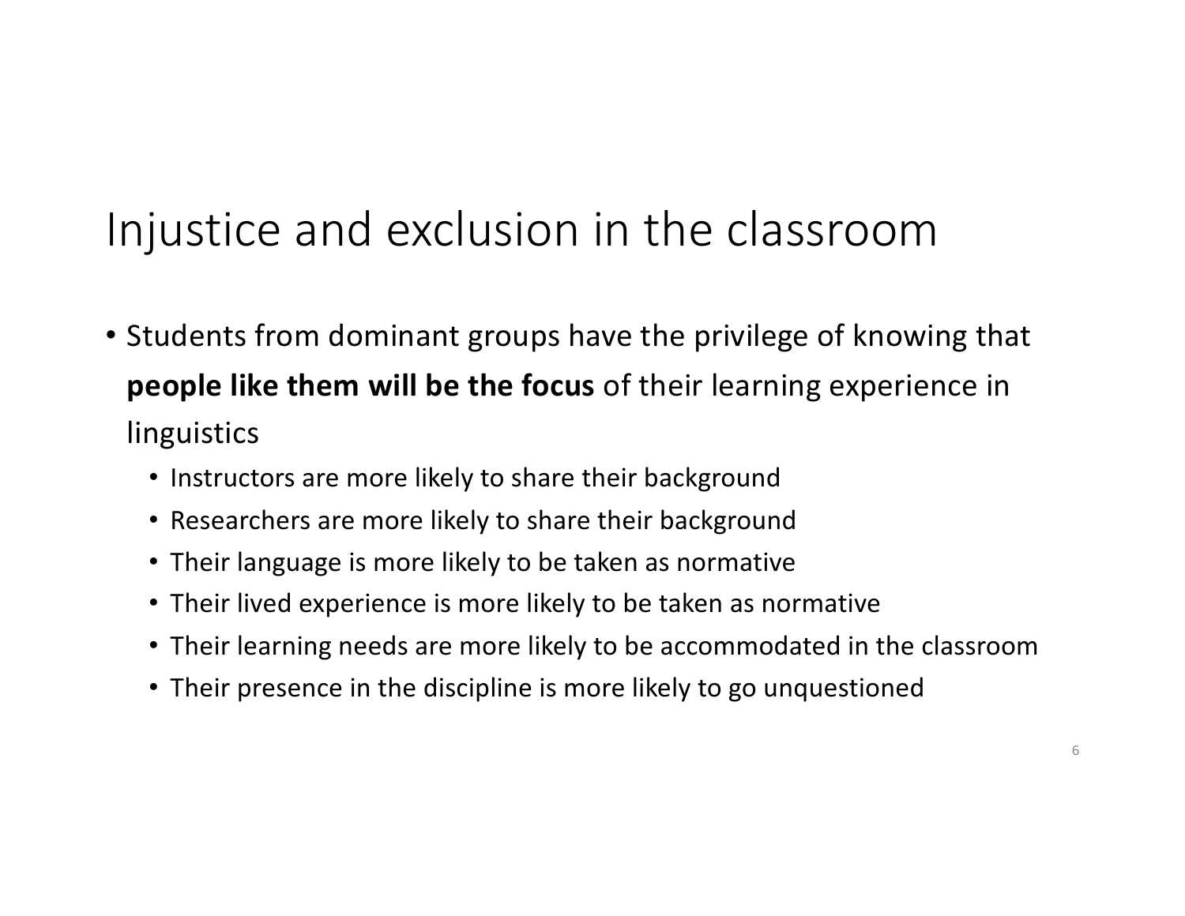# Injustice and exclusion in the classroom

- Students from dominant groups have the privilege of knowing that **people like them will be the focus** of their learning experience in linguistics
  - Instructors are more likely to share their background
  - Researchers are more likely to share their background
  - Their language is more likely to be taken as normative
  - Their lived experience is more likely to be taken as normative
  - Their learning needs are more likely to be accommodated in the classroom
  - Their presence in the discipline is more likely to go unquestioned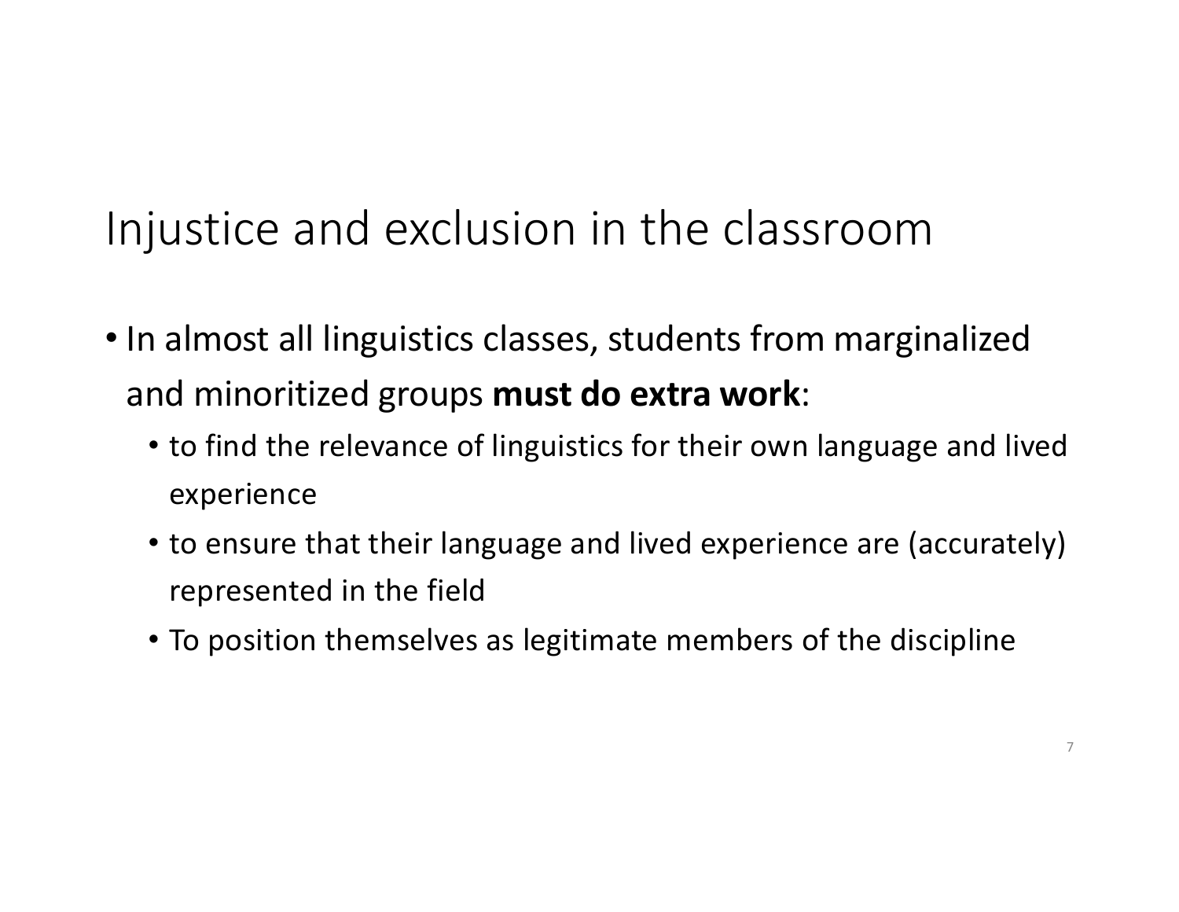# Injustice and exclusion in the classroom

- In almost all linguistics classes, students from marginalized and minoritized groups **must do extra work**:
  - to find the relevance of linguistics for their own language and lived experience
  - to ensure that their language and lived experience are (accurately) represented in the field
  - To position themselves as legitimate members of the discipline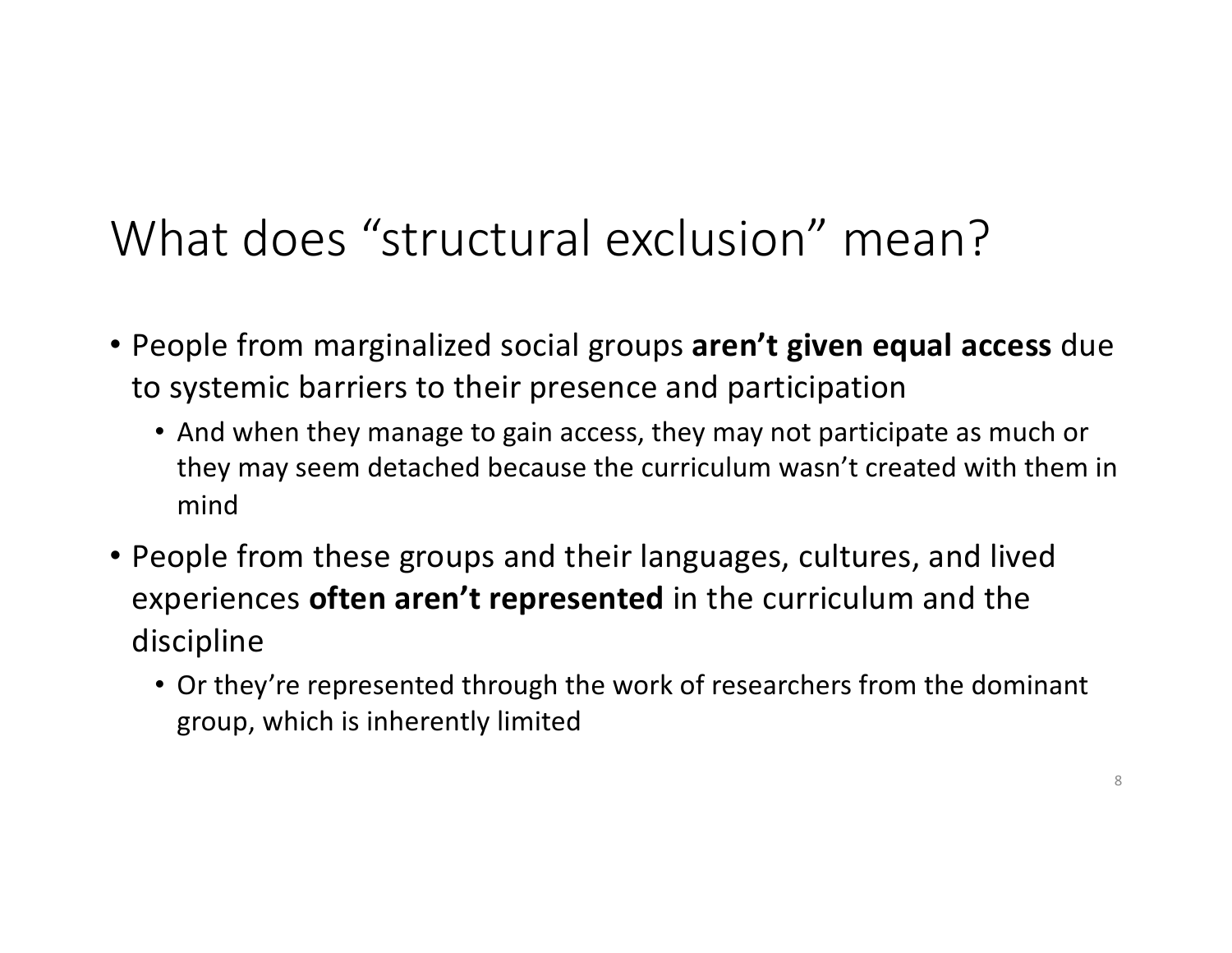# What does "structural exclusion" mean?

- People from marginalized social groups **aren't given equal access** due to systemic barriers to their presence and participation
  - And when they manage to gain access, they may not participate as much or they may seem detached because the curriculum wasn't created with them in mind
- People from these groups and their languages, cultures, and lived experiences **often aren't represented** in the curriculum and the discipline
  - Or they're represented through the work of researchers from the dominant group, which is inherently limited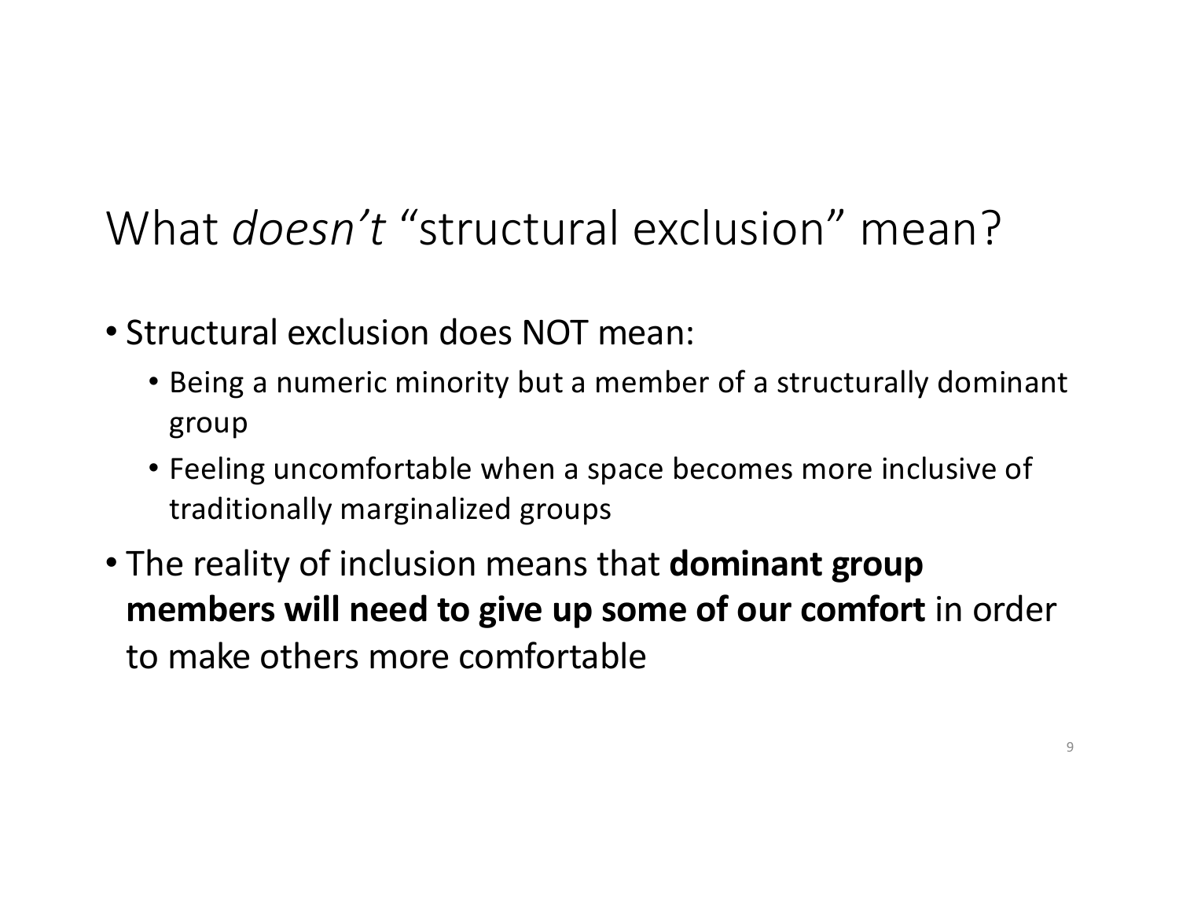# What *doesn't* "structural exclusion" mean?

- Structural exclusion does NOT mean:
  - Being a numeric minority but a member of a structurally dominant group
  - Feeling uncomfortable when a space becomes more inclusive of traditionally marginalized groups
- The reality of inclusion means that **dominant group members will need to give up some of our comfort** in order to make others more comfortable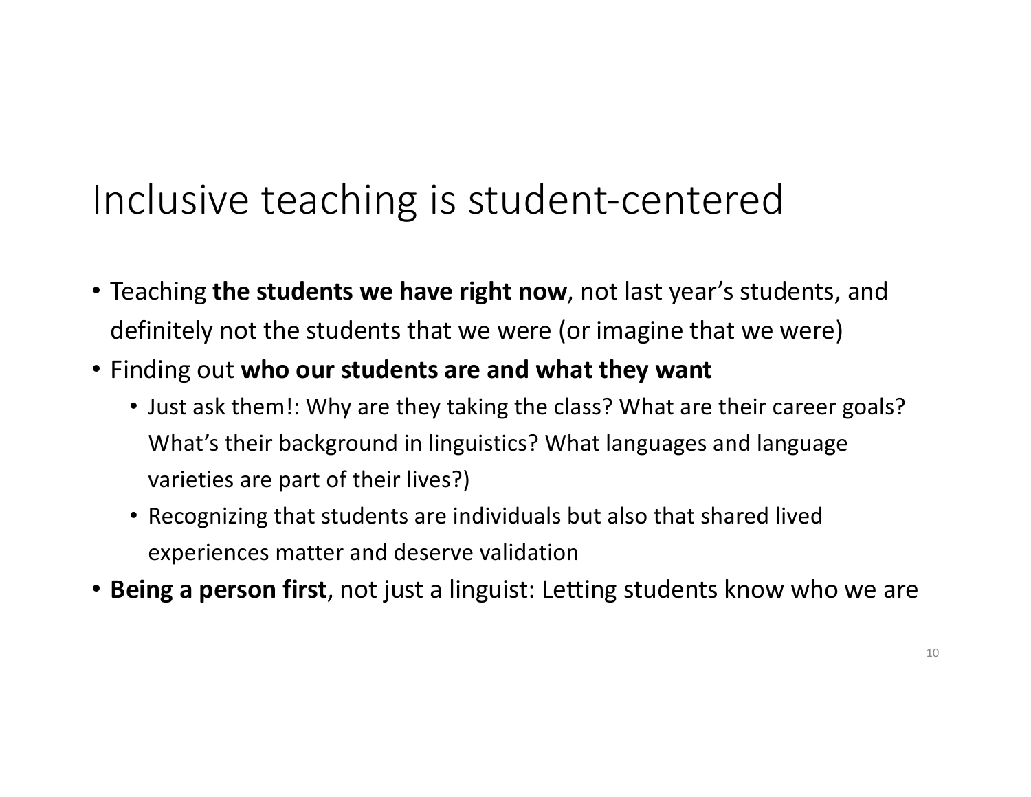# Inclusive teaching is student-centered

- Teaching **the students we have right now**, not last year's students, and definitely not the students that we were (or imagine that we were)
- Finding out **who our students are and what they want**
  - Just ask them!: Why are they taking the class? What are their career goals? What's their background in linguistics? What languages and language varieties are part of their lives?)
  - Recognizing that students are individuals but also that shared lived experiences matter and deserve validation
- **Being a person first**, not just a linguist: Letting students know who we are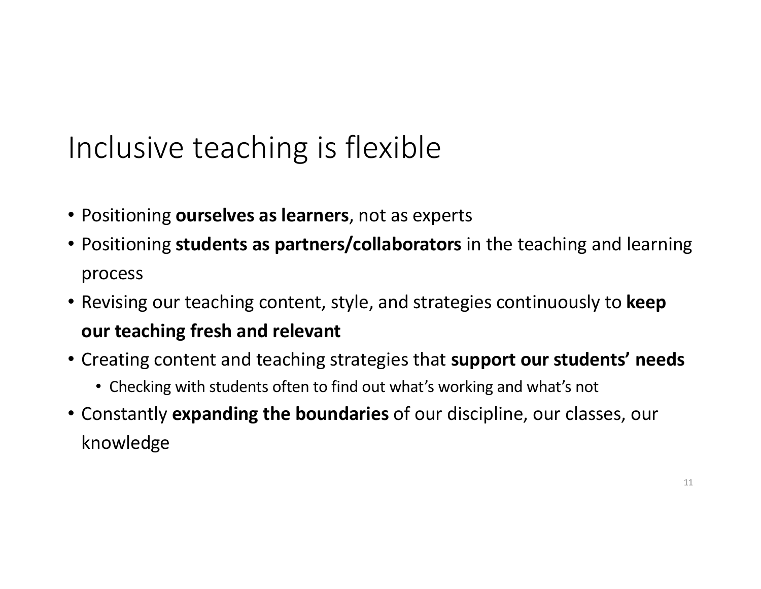# Inclusive teaching is flexible

- Positioning **ourselves as learners**, not as experts
- Positioning **students as partners/collaborators** in the teaching and learning process
- Revising our teaching content, style, and strategies continuously to **keep our teaching fresh and relevant**
- Creating content and teaching strategies that **support our students' needs**
  - Checking with students often to find out what's working and what's not
- Constantly **expanding the boundaries** of our discipline, our classes, our knowledge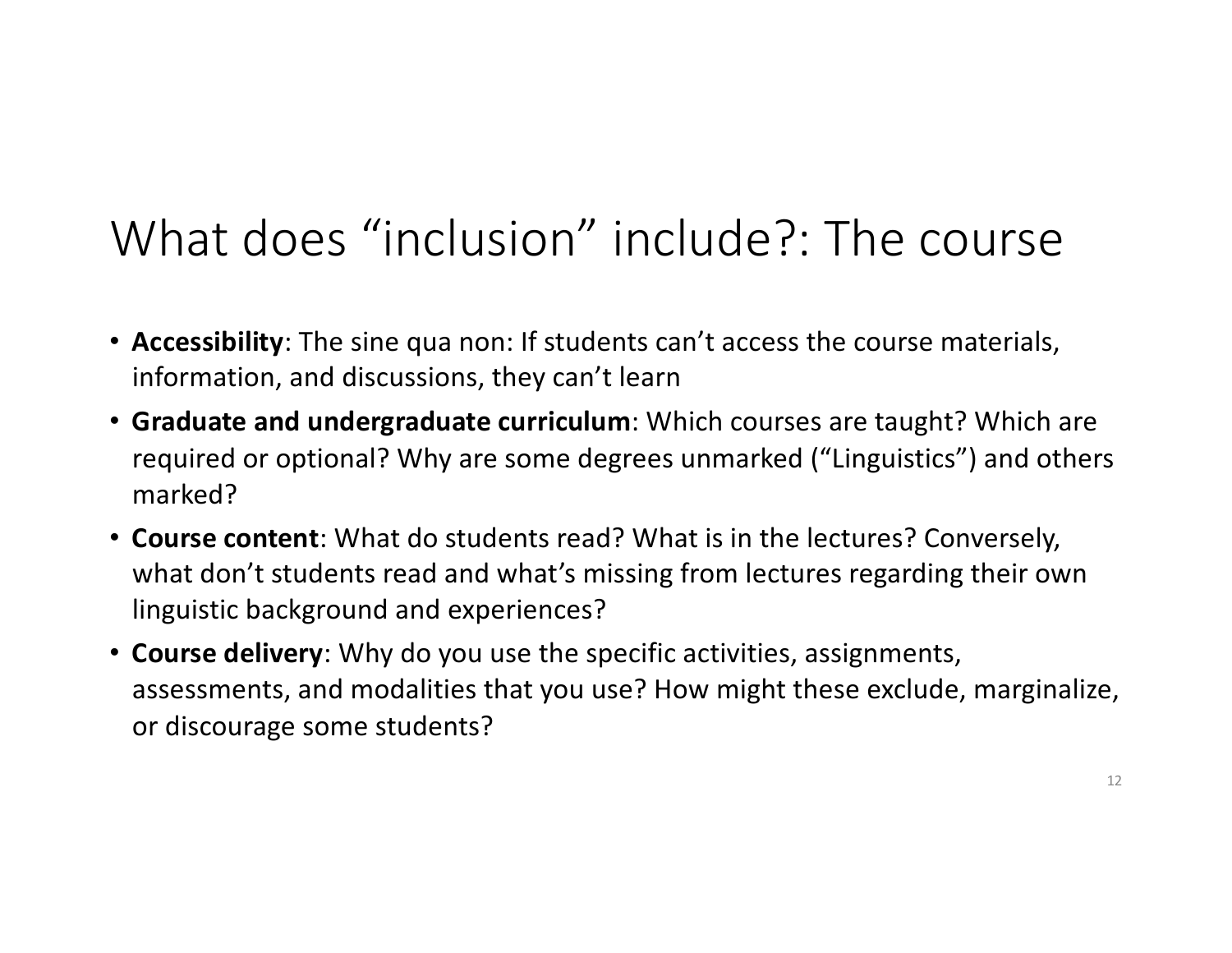# What does "inclusion" include?: The course

- **Accessibility**: The sine qua non: If students can't access the course materials, information, and discussions, they can't learn
- **Graduate and undergraduate curriculum**: Which courses are taught? Which are required or optional? Why are some degrees unmarked ("Linguistics") and others marked?
- **Course content**: What do students read? What is in the lectures? Conversely, what don't students read and what's missing from lectures regarding their own linguistic background and experiences?
- **Course delivery**: Why do you use the specific activities, assignments, assessments, and modalities that you use? How might these exclude, marginalize, or discourage some students?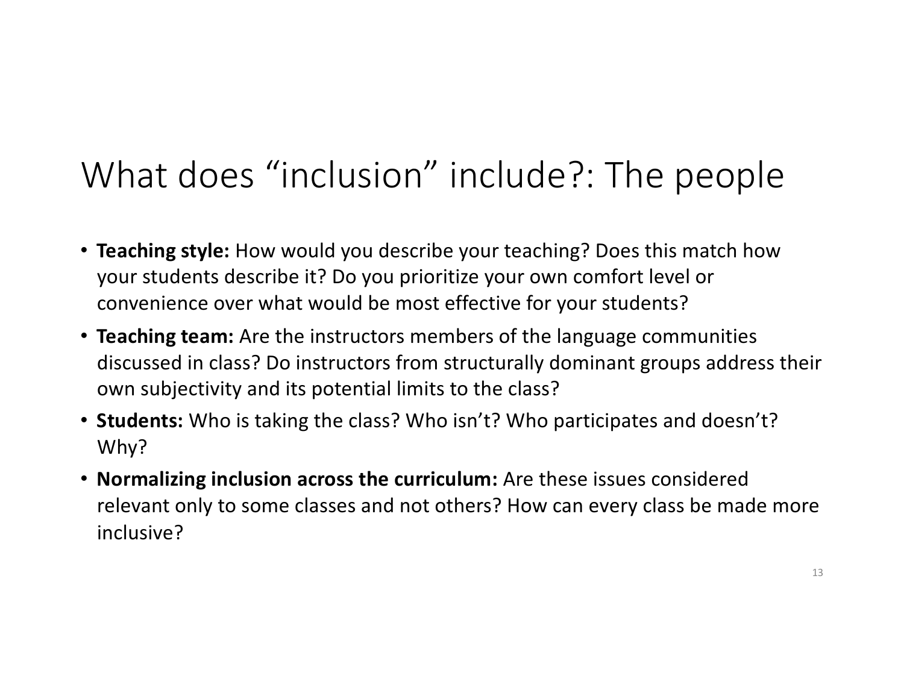# What does “inclusion” include?: The people

- **Teaching style:** How would you describe your teaching? Does this match how your students describe it? Do you prioritize your own comfort level or convenience over what would be most effective for your students?
- **Teaching team:** Are the instructors members of the language communities discussed in class? Do instructors from structurally dominant groups address their own subjectivity and its potential limits to the class?
- **Students:** Who is taking the class? Who isn’t? Who participates and doesn’t? Why?
- **Normalizing inclusion across the curriculum:** Are these issues considered relevant only to some classes and not others? How can every class be made more inclusive?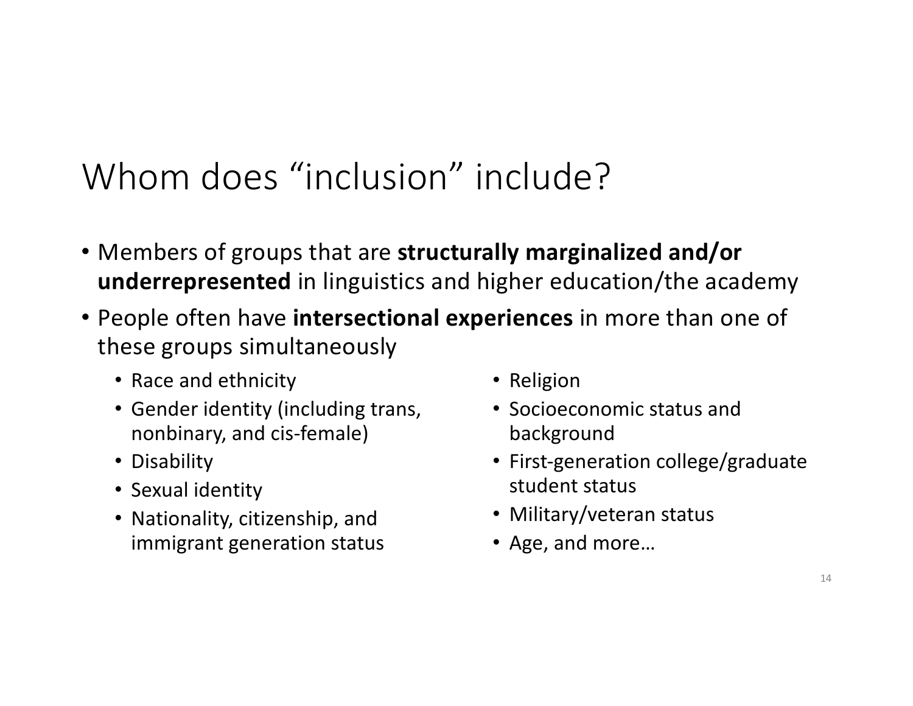# Whom does "inclusion" include?

- Members of groups that are **structurally marginalized and/or underrepresented** in linguistics and higher education/the academy
- People often have **intersectional experiences** in more than one of these groups simultaneously
  - Race and ethnicity
  - Gender identity (including trans, nonbinary, and cis-female)
  - Disability
  - Sexual identity
  - Nationality, citizenship, and immigrant generation status
  - Religion
  - Socioeconomic status and background
  - First-generation college/graduate student status
  - Military/veteran status
  - Age, and more…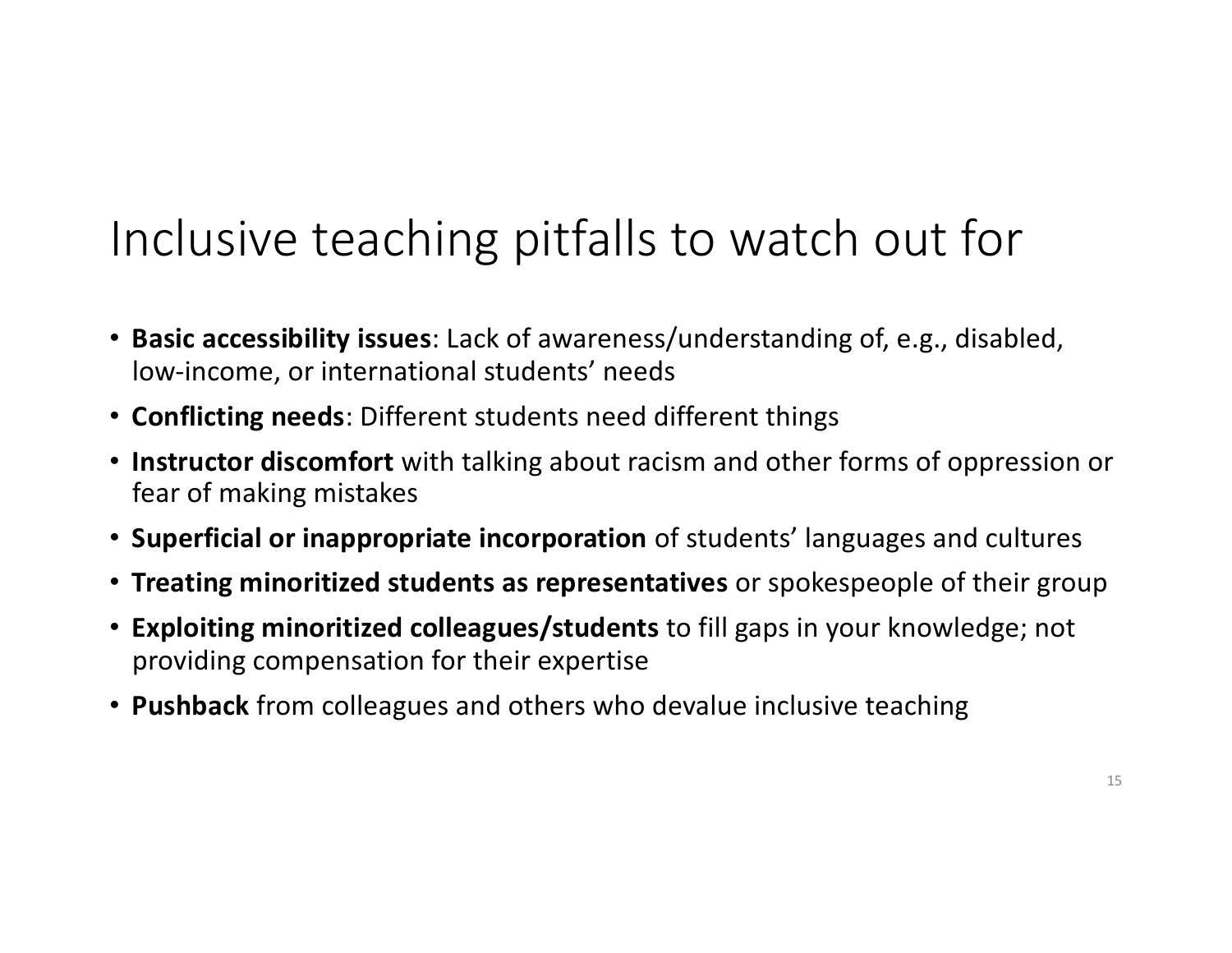# Inclusive teaching pitfalls to watch out for

- **Basic accessibility issues**: Lack of awareness/understanding of, e.g., disabled, low-income, or international students' needs
- **Conflicting needs**: Different students need different things
- **Instructor discomfort** with talking about racism and other forms of oppression or fear of making mistakes
- **Superficial or inappropriate incorporation** of students' languages and cultures
- **Treating minoritized students as representatives** or spokespeople of their group
- **Exploiting minoritized colleagues/students** to fill gaps in your knowledge; not providing compensation for their expertise
- **Pushback** from colleagues and others who devalue inclusive teaching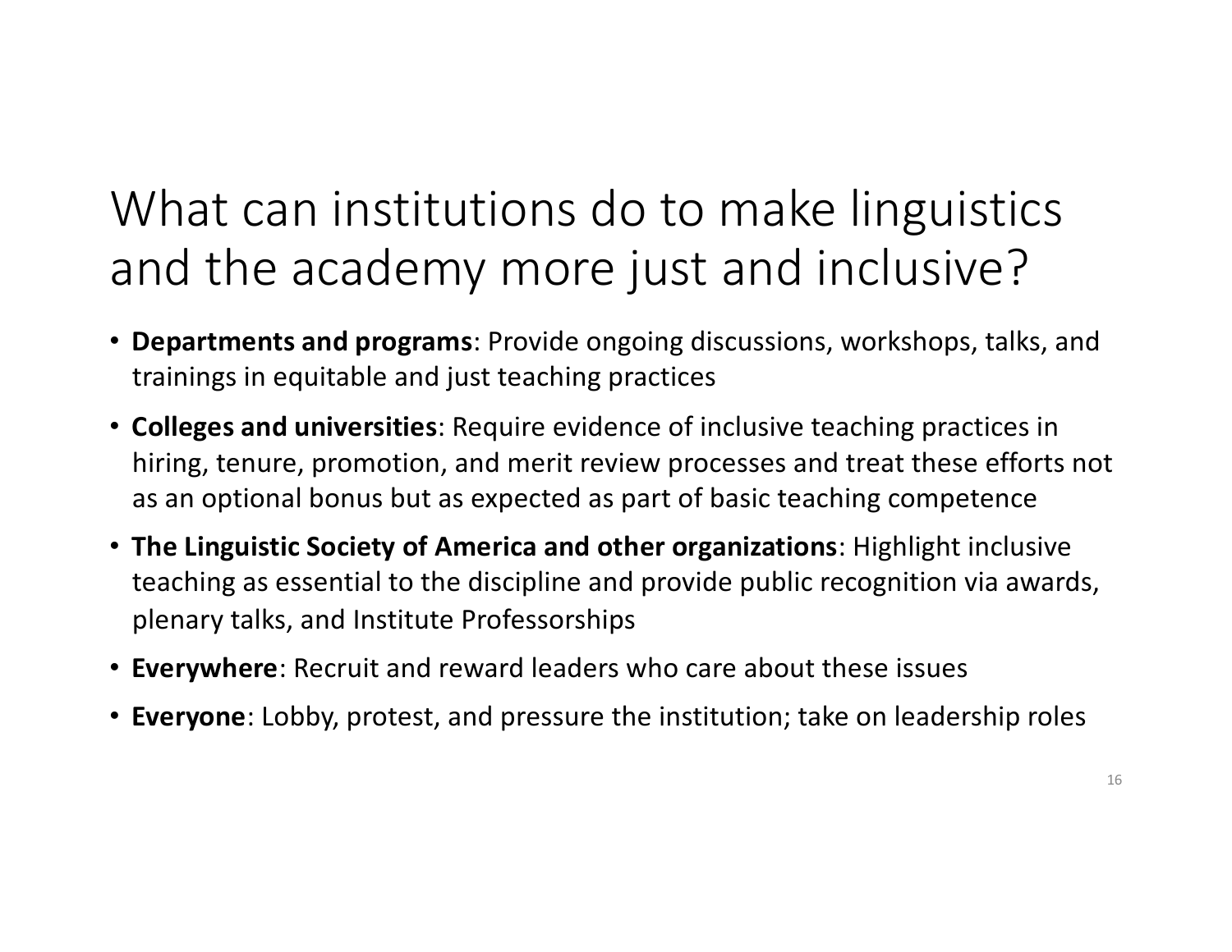# What can institutions do to make linguistics and the academy more just and inclusive?

- **Departments and programs**: Provide ongoing discussions, workshops, talks, and trainings in equitable and just teaching practices
- **Colleges and universities**: Require evidence of inclusive teaching practices in hiring, tenure, promotion, and merit review processes and treat these efforts not as an optional bonus but as expected as part of basic teaching competence
- **The Linguistic Society of America and other organizations**: Highlight inclusive teaching as essential to the discipline and provide public recognition via awards, plenary talks, and Institute Professorships
- **Everywhere**: Recruit and reward leaders who care about these issues
- **Everyone**: Lobby, protest, and pressure the institution; take on leadership roles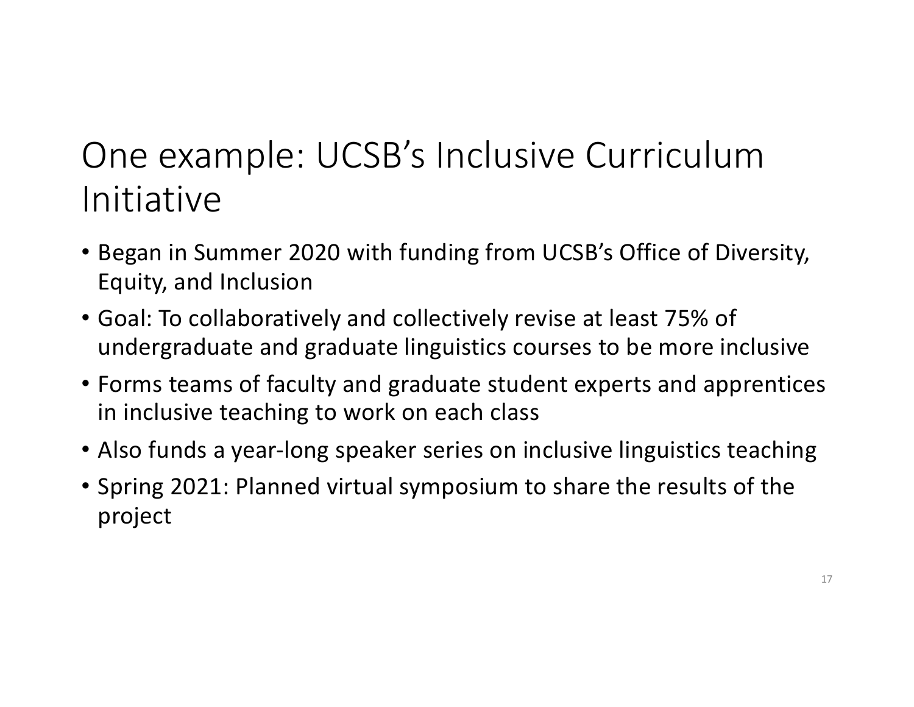# One example: UCSB's Inclusive Curriculum Initiative

- Began in Summer 2020 with funding from UCSB's Office of Diversity, Equity, and Inclusion
- Goal: To collaboratively and collectively revise at least 75% of undergraduate and graduate linguistics courses to be more inclusive
- Forms teams of faculty and graduate student experts and apprentices in inclusive teaching to work on each class
- Also funds a year-long speaker series on inclusive linguistics teaching
- Spring 2021: Planned virtual symposium to share the results of the project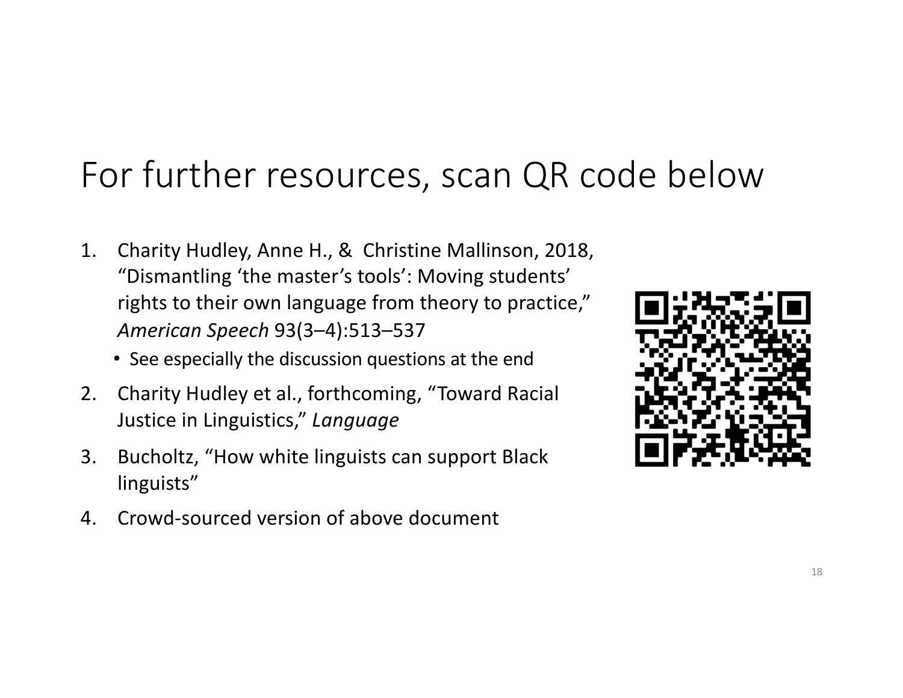# For further resources, scan QR code below

1. Charity Hudley, Anne H., & Christine Mallinson, 2018, "Dismantling 'the master's tools': Moving students' rights to their own language from theory to practice," *American Speech* 93(3–4):513–537
   - See especially the discussion questions at the end
2. Charity Hudley et al., forthcoming, "Toward Racial Justice in Linguistics," *Language*
3. Bucholtz, "How white linguists can support Black linguists"
4. Crowd-sourced version of above document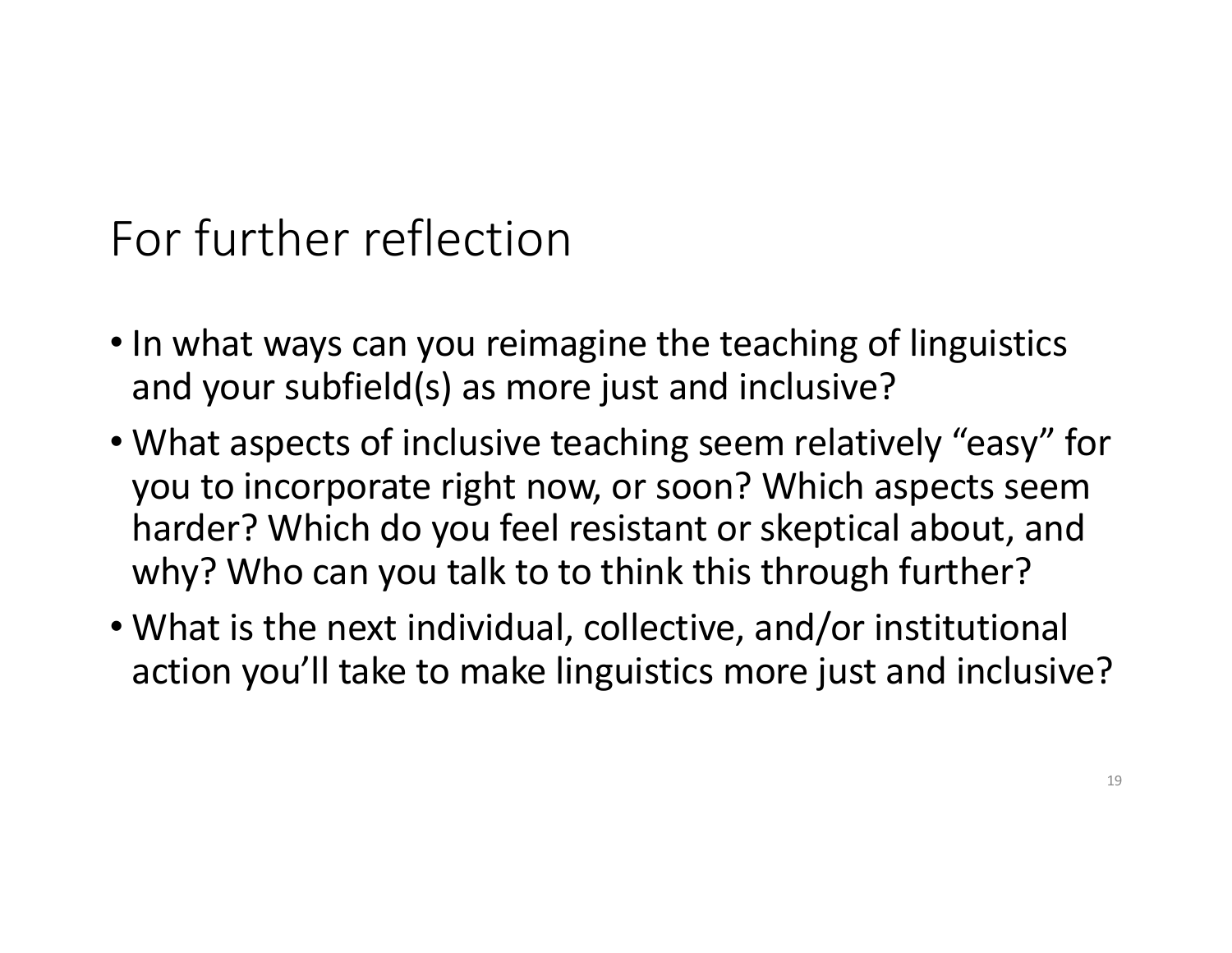# For further reflection

- In what ways can you reimagine the teaching of linguistics and your subfield(s) as more just and inclusive?
- What aspects of inclusive teaching seem relatively "easy" for you to incorporate right now, or soon? Which aspects seem harder? Which do you feel resistant or skeptical about, and why? Who can you talk to to think this through further?
- What is the next individual, collective, and/or institutional action you'll take to make linguistics more just and inclusive?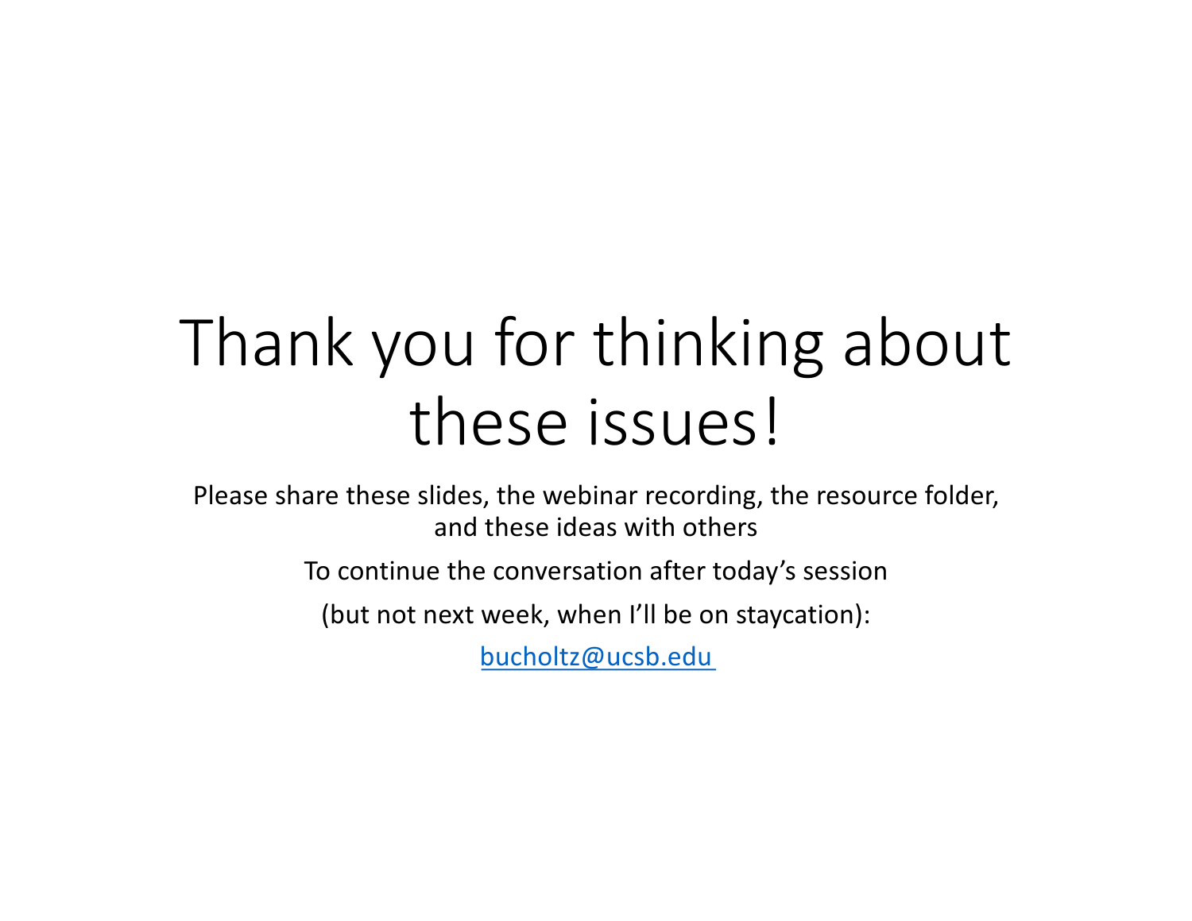# Thank you for thinking about these issues!

Please share these slides, the webinar recording, the resource folder, and these ideas with others

To continue the conversation after today's session

(but not next week, when I'll be on staycation):

bucholtz@ucsb.edu